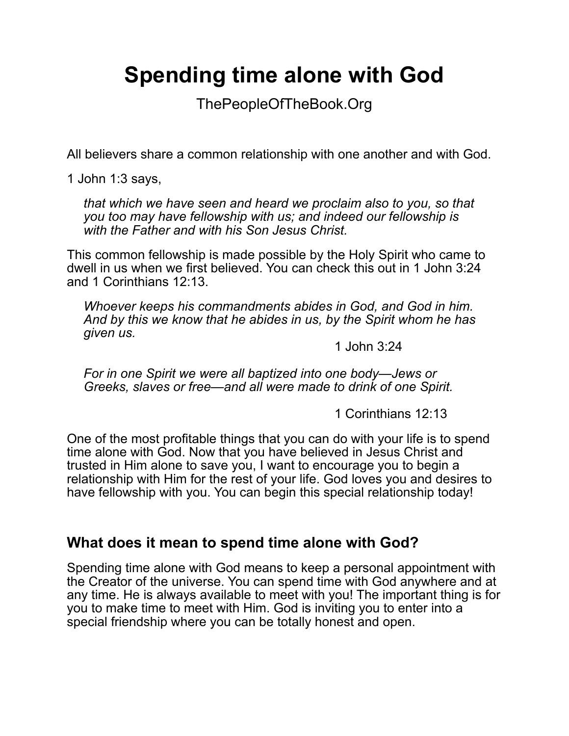# Spending time alone with God

ThePeopleOfTheBook.Org

All believers share a common relationship with one another and with God.

1 John 1:3 says,

> *that which we have seen and heard we proclaim also to you, so that you too may have fellowship with us; and indeed our fellowship is with the Father and with his Son Jesus Christ.*

This common fellowship is made possible by the Holy Spirit who came to dwell in us when we first believed. You can check this out in 1 John 3:24 and 1 Corinthians 12:13.

> *Whoever keeps his commandments abides in God, and God in him. And by this we know that he abides in us, by the Spirit whom he has given us.*
>
> 1 John 3:24

> *For in one Spirit we were all baptized into one body—Jews or Greeks, slaves or free—and all were made to drink of one Spirit.*
>
> 1 Corinthians 12:13

One of the most profitable things that you can do with your life is to spend time alone with God. Now that you have believed in Jesus Christ and trusted in Him alone to save you, I want to encourage you to begin a relationship with Him for the rest of your life. God loves you and desires to have fellowship with you. You can begin this special relationship today!

## What does it mean to spend time alone with God?

Spending time alone with God means to keep a personal appointment with the Creator of the universe. You can spend time with God anywhere and at any time. He is always available to meet with you! The important thing is for you to make time to meet with Him. God is inviting you to enter into a special friendship where you can be totally honest and open.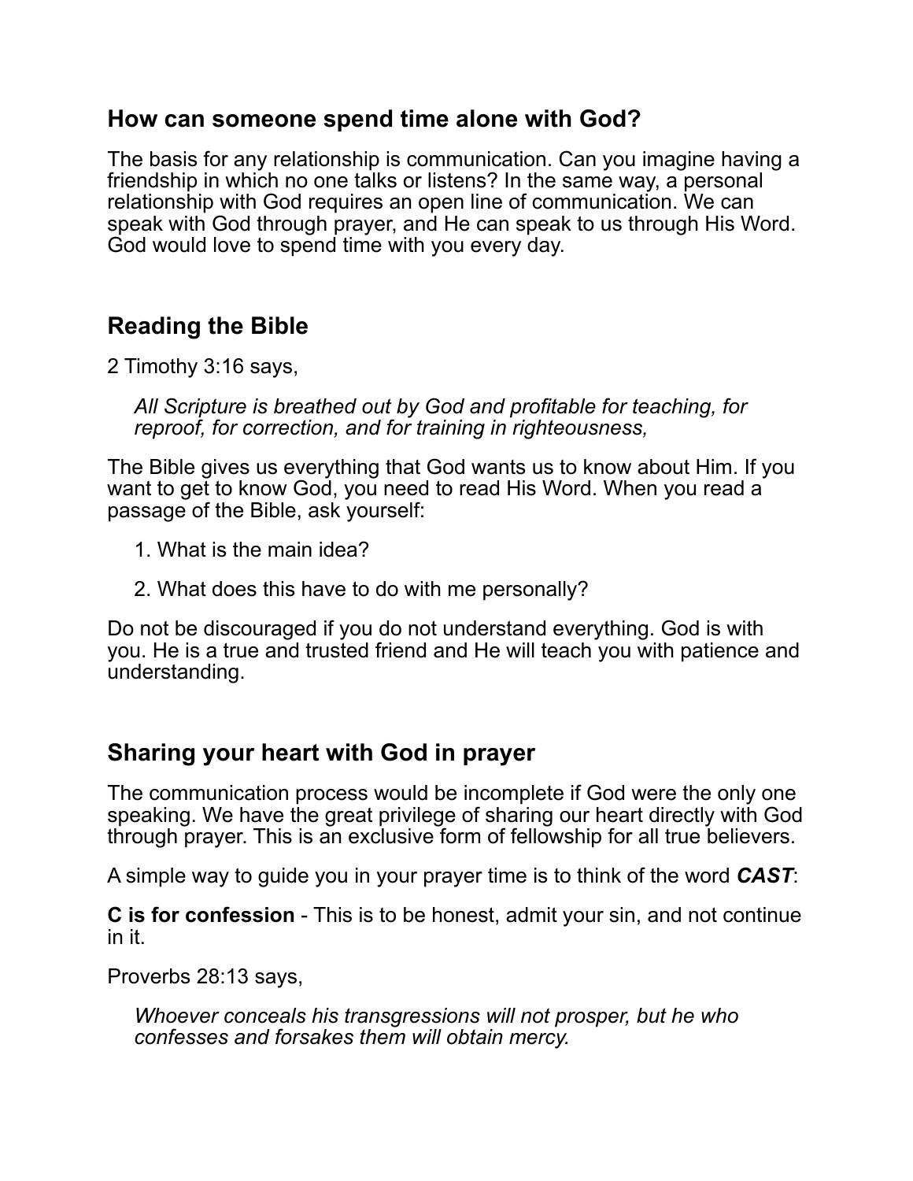## How can someone spend time alone with God?

The basis for any relationship is communication. Can you imagine having a friendship in which no one talks or listens? In the same way, a personal relationship with God requires an open line of communication. We can speak with God through prayer, and He can speak to us through His Word. God would love to spend time with you every day.

## Reading the Bible

2 Timothy 3:16 says,

> *All Scripture is breathed out by God and profitable for teaching, for reproof, for correction, and for training in righteousness,*

The Bible gives us everything that God wants us to know about Him. If you want to get to know God, you need to read His Word. When you read a passage of the Bible, ask yourself:

1. What is the main idea?
2. What does this have to do with me personally?

Do not be discouraged if you do not understand everything. God is with you. He is a true and trusted friend and He will teach you with patience and understanding.

## Sharing your heart with God in prayer

The communication process would be incomplete if God were the only one speaking. We have the great privilege of sharing our heart directly with God through prayer. This is an exclusive form of fellowship for all true believers.

A simple way to guide you in your prayer time is to think of the word ***CAST***:

**C is for confession** - This is to be honest, admit your sin, and not continue in it.

Proverbs 28:13 says,

> *Whoever conceals his transgressions will not prosper, but he who confesses and forsakes them will obtain mercy.*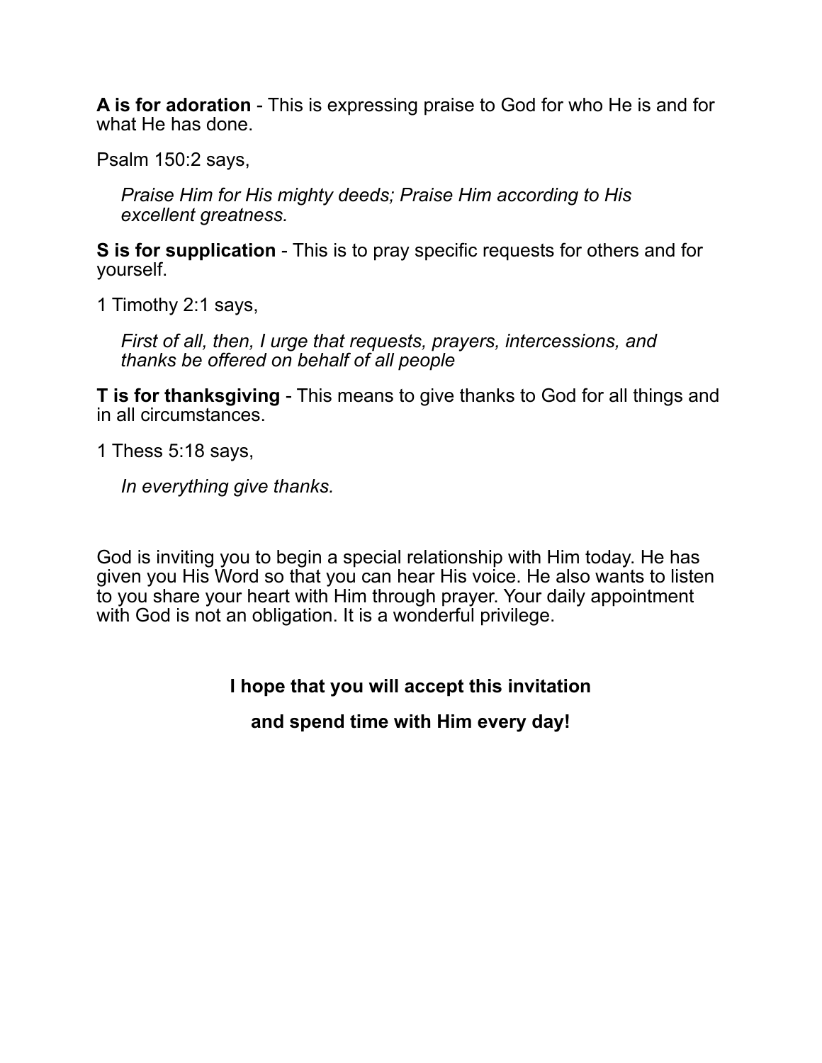**A is for adoration** - This is expressing praise to God for who He is and for what He has done.

Psalm 150:2 says,

> *Praise Him for His mighty deeds; Praise Him according to His excellent greatness.*

**S is for supplication** - This is to pray specific requests for others and for yourself.

1 Timothy 2:1 says,

> *First of all, then, I urge that requests, prayers, intercessions, and thanks be offered on behalf of all people*

**T is for thanksgiving** - This means to give thanks to God for all things and in all circumstances.

1 Thess 5:18 says,

> *In everything give thanks.*

God is inviting you to begin a special relationship with Him today. He has given you His Word so that you can hear His voice. He also wants to listen to you share your heart with Him through prayer. Your daily appointment with God is not an obligation. It is a wonderful privilege.

**I hope that you will accept this invitation**

**and spend time with Him every day!**